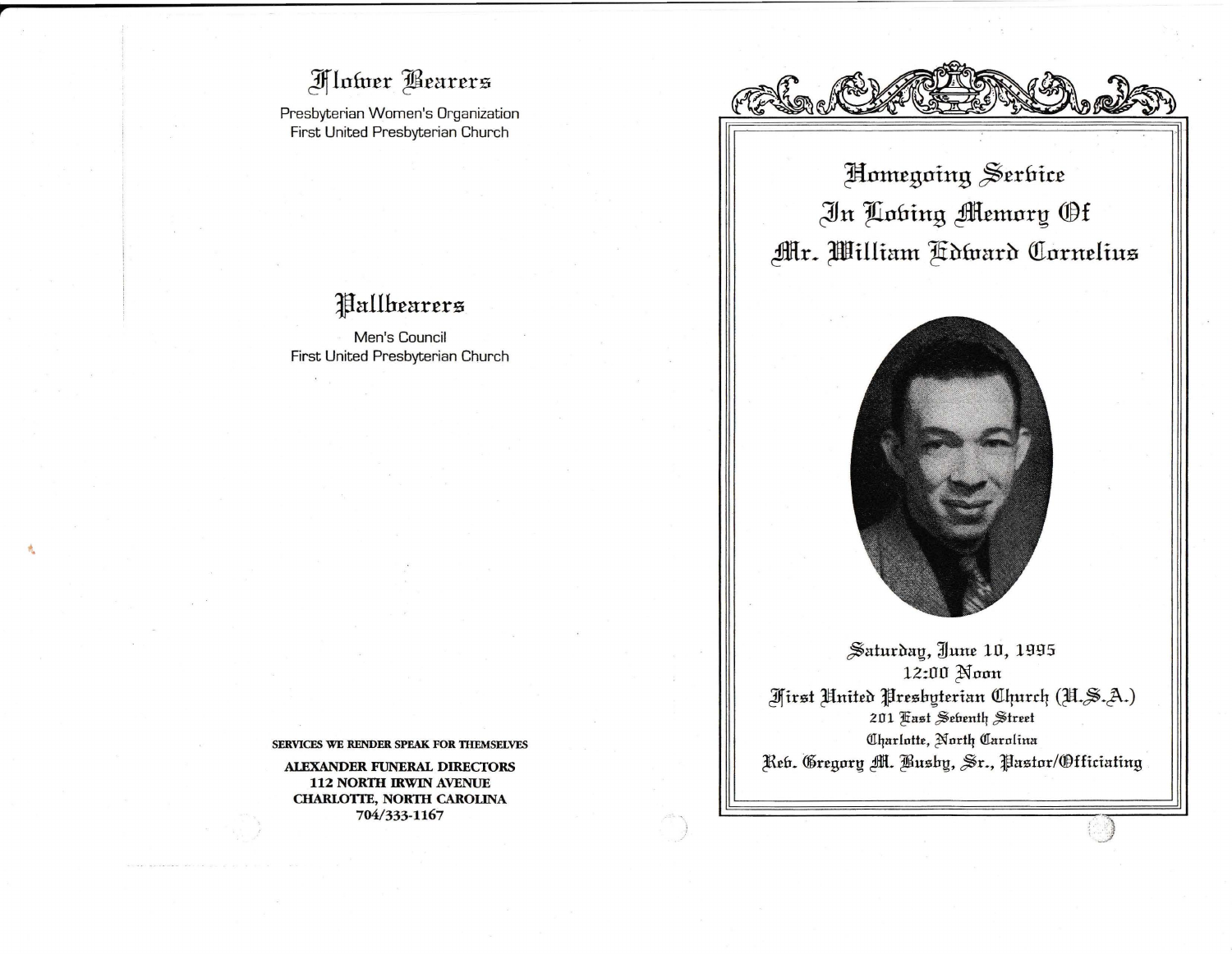## Flower Bearers

Presbyterian Women's Organization
First United Presbyterian Church

## Pallbearers

Men's Council
First United Presbyterian Church

**SERVICES WE RENDER SPEAK FOR THEMSELVES**

**ALEXANDER FUNERAL DIRECTORS**
**112 NORTH IRWIN AVENUE**
**CHARLOTTE, NORTH CAROLINA**
**704/333-1167**

# Homegoing Service
# In Loving Memory Of
# Mr. William Edward Cornelius

Saturday, June 10, 1995
12:00 Noon
First United Presbyterian Church (U.S.A.)
201 East Seventh Street
Charlotte, North Carolina
Rev. Gregory M. Busby, Sr., Pastor/Officiating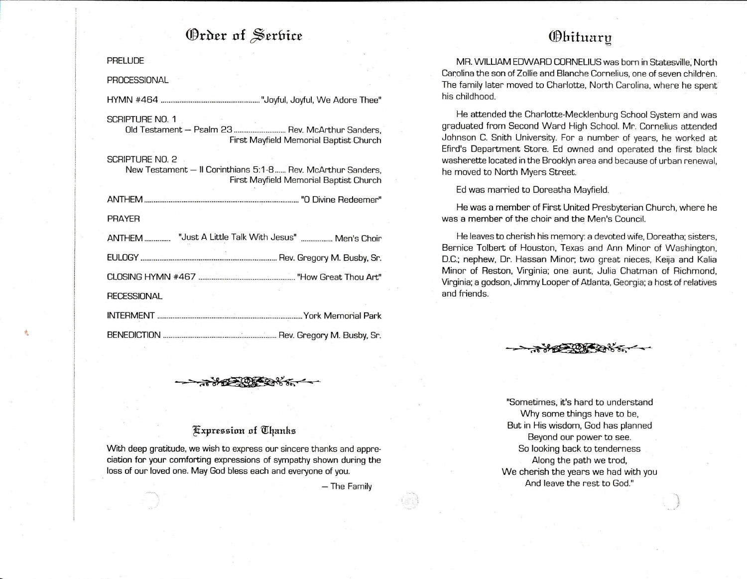## Order of Service

PRELUDE

PROCESSIONAL

HYMN #464 .................................................... "Joyful, Joyful, We Adore Thee"

SCRIPTURE NO. 1
Old Testament – Psalm 23 ............................ Rev. McArthur Sanders, First Mayfield Memorial Baptist Church

SCRIPTURE NO. 2
New Testament – II Corinthians 5:1-8 ...... Rev. McArthur Sanders, First Mayfield Memorial Baptist Church

ANTHEM .................................................................................. "O Divine Redeemer"

PRAYER

ANTHEM ............. "Just A Little Talk With Jesus" ................ Men's Choir

EULOGY ........................................................................ Rev. Gregory M. Busby, Sr.

CLOSING HYMN #467 .................................................. "How Great Thou Art"

RECESSIONAL

INTERMENT ............................................................................ York Memorial Park

BENEDICTION ............................................................ Rev. Gregory M. Busby, Sr.

### Expression of Thanks

With deep gratitude, we wish to express our sincere thanks and appreciation for your comforting expressions of sympathy shown during the loss of our loved one. May God bless each and everyone of you.

– The Family

## Obituary

MR. WILLIAM EDWARD CORNELIUS was born in Statesville, North Carolina the son of Zollie and Blanche Cornelius, one of seven children. The family later moved to Charlotte, North Carolina, where he spent his childhood.

He attended the Charlotte-Mecklenburg School System and was graduated from Second Ward High School. Mr. Cornelius attended Johnson C. Smith University. For a number of years, he worked at Efird's Department Store. Ed owned and operated the first black washerette located in the Brooklyn area and because of urban renewal, he moved to North Myers Street.

Ed was married to Doreatha Mayfield.

He was a member of First United Presbyterian Church, where he was a member of the choir and the Men's Council.

He leaves to cherish his memory: a devoted wife, Doreatha; sisters, Bernice Tolbert of Houston, Texas and Ann Minor of Washington, D.C.; nephew, Dr. Hassan Minor; two great nieces, Keija and Kalia Minor of Reston, Virginia; one aunt, Julia Chatman of Richmond, Virginia; a godson, Jimmy Looper of Atlanta, Georgia; a host of relatives and friends.

"Sometimes, it's hard to understand
Why some things have to be,
But in His wisdom, God has planned
Beyond our power to see.
So looking back to tenderness
Along the path we trod,
We cherish the years we had with you
And leave the rest to God."